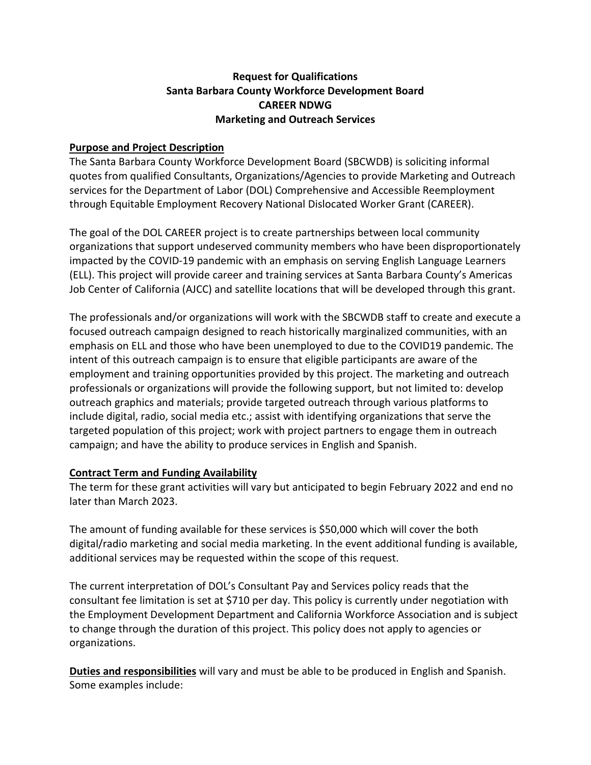# Request for Qualifications
# Santa Barbara County Workforce Development Board
# CAREER NDWG
# Marketing and Outreach Services

## Purpose and Project Description

The Santa Barbara County Workforce Development Board (SBCWDB) is soliciting informal quotes from qualified Consultants, Organizations/Agencies to provide Marketing and Outreach services for the Department of Labor (DOL) Comprehensive and Accessible Reemployment through Equitable Employment Recovery National Dislocated Worker Grant (CAREER).

The goal of the DOL CAREER project is to create partnerships between local community organizations that support undeserved community members who have been disproportionately impacted by the COVID-19 pandemic with an emphasis on serving English Language Learners (ELL). This project will provide career and training services at Santa Barbara County's Americas Job Center of California (AJCC) and satellite locations that will be developed through this grant.

The professionals and/or organizations will work with the SBCWDB staff to create and execute a focused outreach campaign designed to reach historically marginalized communities, with an emphasis on ELL and those who have been unemployed to due to the COVID19 pandemic. The intent of this outreach campaign is to ensure that eligible participants are aware of the employment and training opportunities provided by this project. The marketing and outreach professionals or organizations will provide the following support, but not limited to: develop outreach graphics and materials; provide targeted outreach through various platforms to include digital, radio, social media etc.; assist with identifying organizations that serve the targeted population of this project; work with project partners to engage them in outreach campaign; and have the ability to produce services in English and Spanish.

## Contract Term and Funding Availability

The term for these grant activities will vary but anticipated to begin February 2022 and end no later than March 2023.

The amount of funding available for these services is $50,000 which will cover the both digital/radio marketing and social media marketing. In the event additional funding is available, additional services may be requested within the scope of this request.

The current interpretation of DOL's Consultant Pay and Services policy reads that the consultant fee limitation is set at $710 per day. This policy is currently under negotiation with the Employment Development Department and California Workforce Association and is subject to change through the duration of this project. This policy does not apply to agencies or organizations.

**Duties and responsibilities** will vary and must be able to be produced in English and Spanish. Some examples include: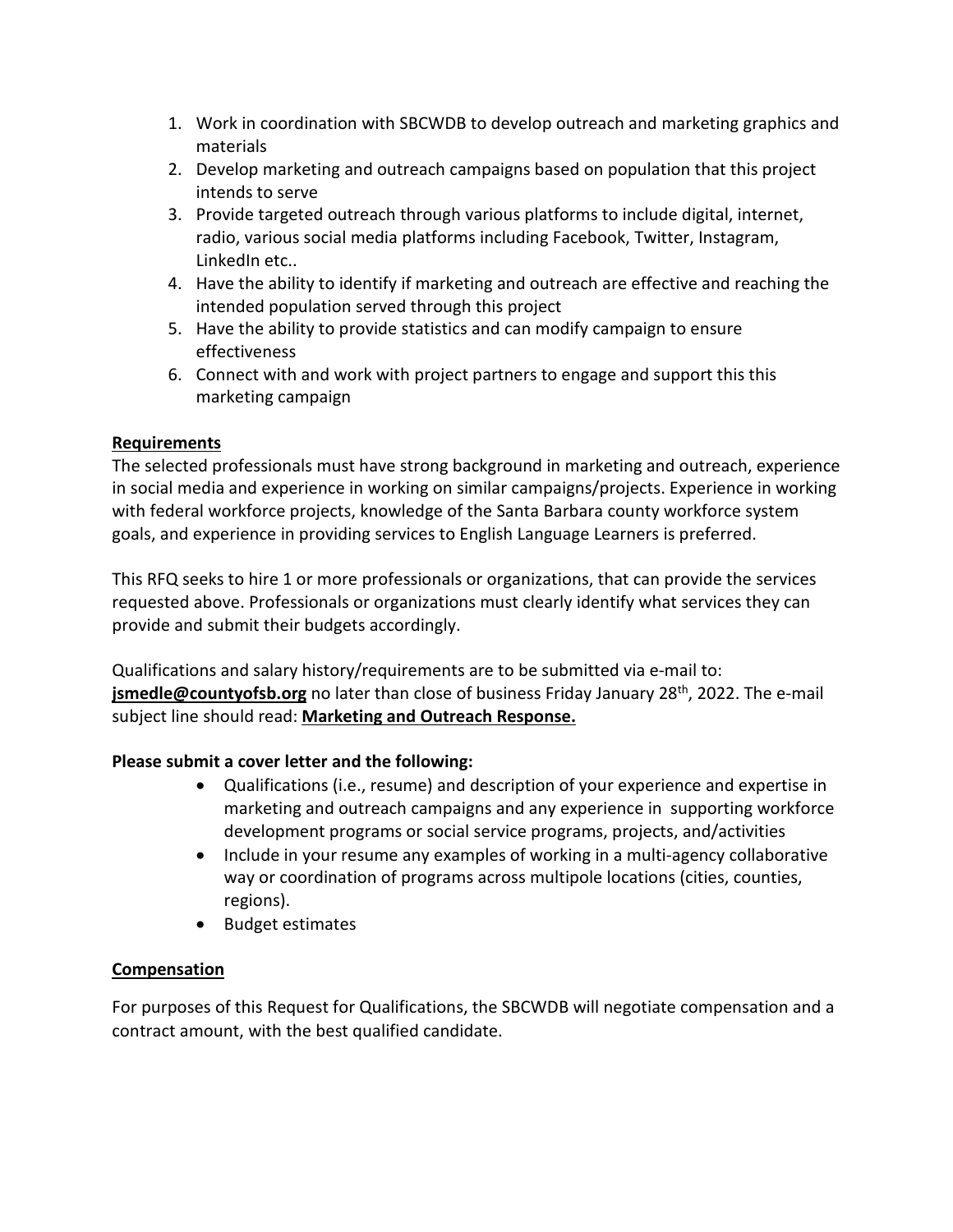1. Work in coordination with SBCWDB to develop outreach and marketing graphics and materials
2. Develop marketing and outreach campaigns based on population that this project intends to serve
3. Provide targeted outreach through various platforms to include digital, internet, radio, various social media platforms including Facebook, Twitter, Instagram, LinkedIn etc..
4. Have the ability to identify if marketing and outreach are effective and reaching the intended population served through this project
5. Have the ability to provide statistics and can modify campaign to ensure effectiveness
6. Connect with and work with project partners to engage and support this this marketing campaign

**Requirements**

The selected professionals must have strong background in marketing and outreach, experience in social media and experience in working on similar campaigns/projects. Experience in working with federal workforce projects, knowledge of the Santa Barbara county workforce system goals, and experience in providing services to English Language Learners is preferred.

This RFQ seeks to hire 1 or more professionals or organizations, that can provide the services requested above. Professionals or organizations must clearly identify what services they can provide and submit their budgets accordingly.

Qualifications and salary history/requirements are to be submitted via e-mail to: **jsmedle@countyofsb.org** no later than close of business Friday January 28th, 2022. The e-mail subject line should read: **Marketing and Outreach Response.**

**Please submit a cover letter and the following:**

- Qualifications (i.e., resume) and description of your experience and expertise in marketing and outreach campaigns and any experience in supporting workforce development programs or social service programs, projects, and/activities
- Include in your resume any examples of working in a multi-agency collaborative way or coordination of programs across multipole locations (cities, counties, regions).
- Budget estimates

**Compensation**

For purposes of this Request for Qualifications, the SBCWDB will negotiate compensation and a contract amount, with the best qualified candidate.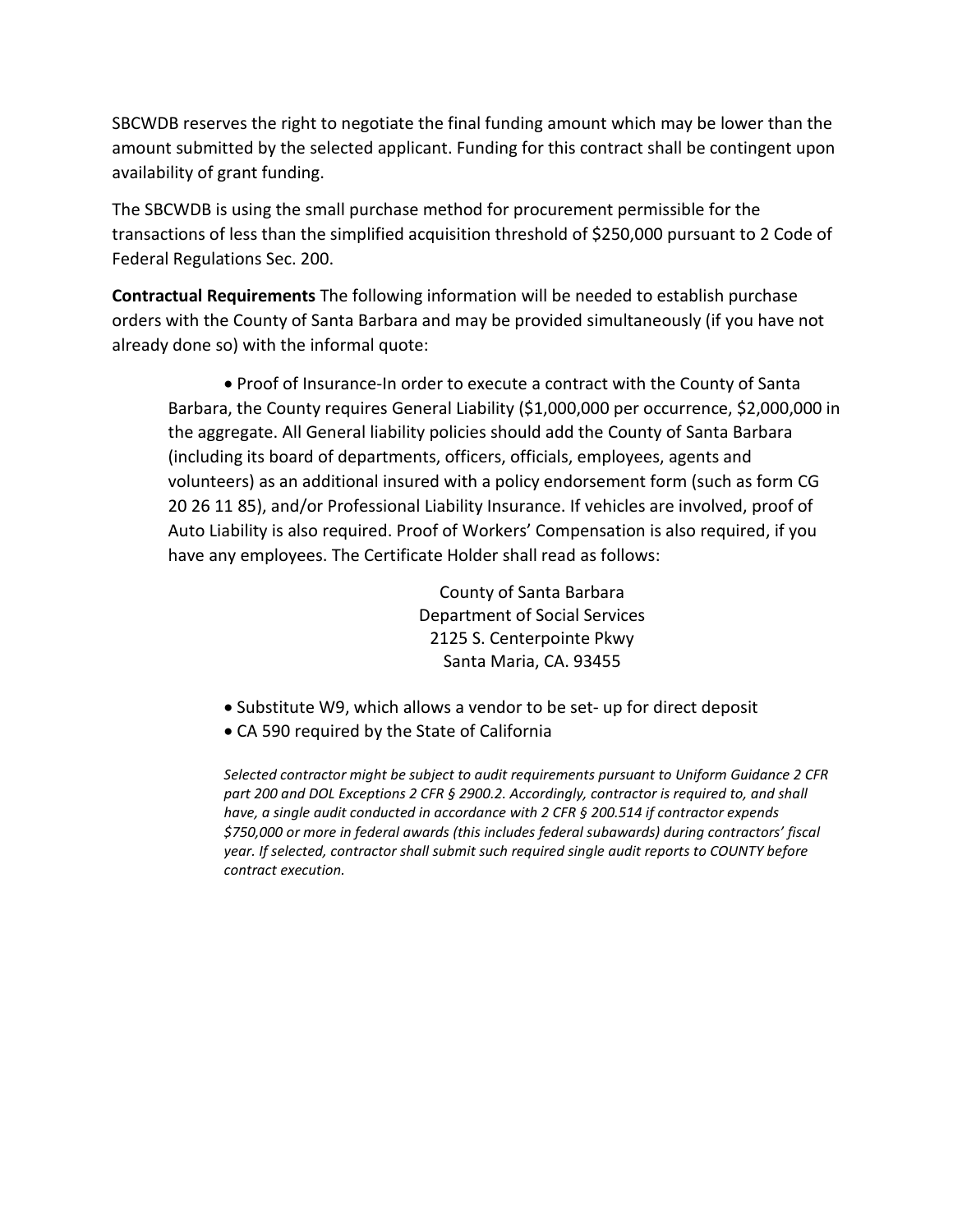SBCWDB reserves the right to negotiate the final funding amount which may be lower than the amount submitted by the selected applicant. Funding for this contract shall be contingent upon availability of grant funding.

The SBCWDB is using the small purchase method for procurement permissible for the transactions of less than the simplified acquisition threshold of $250,000 pursuant to 2 Code of Federal Regulations Sec. 200.

**Contractual Requirements** The following information will be needed to establish purchase orders with the County of Santa Barbara and may be provided simultaneously (if you have not already done so) with the informal quote:

- Proof of Insurance-In order to execute a contract with the County of Santa Barbara, the County requires General Liability ($1,000,000 per occurrence, $2,000,000 in the aggregate. All General liability policies should add the County of Santa Barbara (including its board of departments, officers, officials, employees, agents and volunteers) as an additional insured with a policy endorsement form (such as form CG 20 26 11 85), and/or Professional Liability Insurance. If vehicles are involved, proof of Auto Liability is also required. Proof of Workers' Compensation is also required, if you have any employees. The Certificate Holder shall read as follows:

  County of Santa Barbara
  Department of Social Services
  2125 S. Centerpointe Pkwy
  Santa Maria, CA. 93455

- Substitute W9, which allows a vendor to be set- up for direct deposit
- CA 590 required by the State of California

*Selected contractor might be subject to audit requirements pursuant to Uniform Guidance 2 CFR part 200 and DOL Exceptions 2 CFR § 2900.2. Accordingly, contractor is required to, and shall have, a single audit conducted in accordance with 2 CFR § 200.514 if contractor expends $750,000 or more in federal awards (this includes federal subawards) during contractors' fiscal year. If selected, contractor shall submit such required single audit reports to COUNTY before contract execution.*